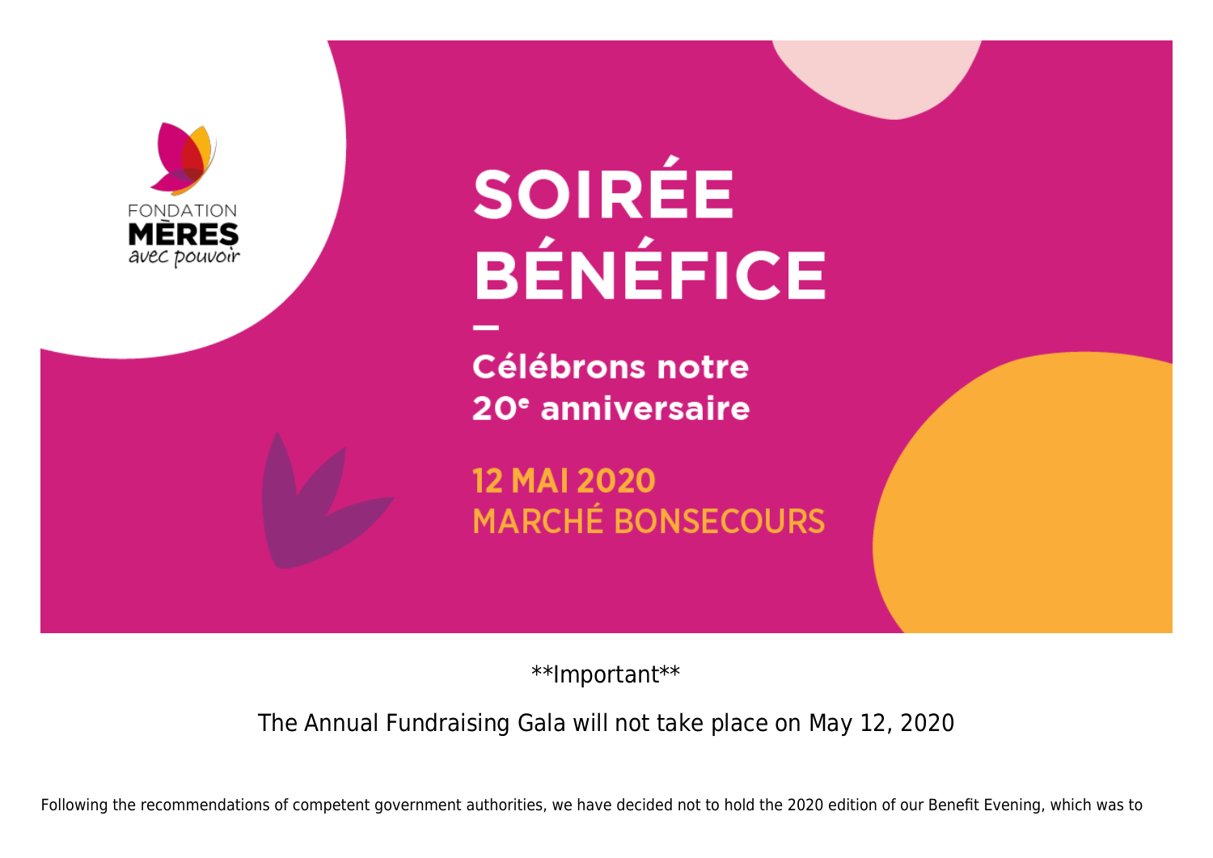FONDATION
**MÈRES**
*avec pouvoir*

# SOIRÉE BÉNÉFICE

—

**Célébrons notre 20e anniversaire**

**12 MAI 2020**
**MARCHÉ BONSECOURS**

**Important**

The Annual Fundraising Gala will not take place on May 12, 2020

Following the recommendations of competent government authorities, we have decided not to hold the 2020 edition of our Benefit Evening, which was to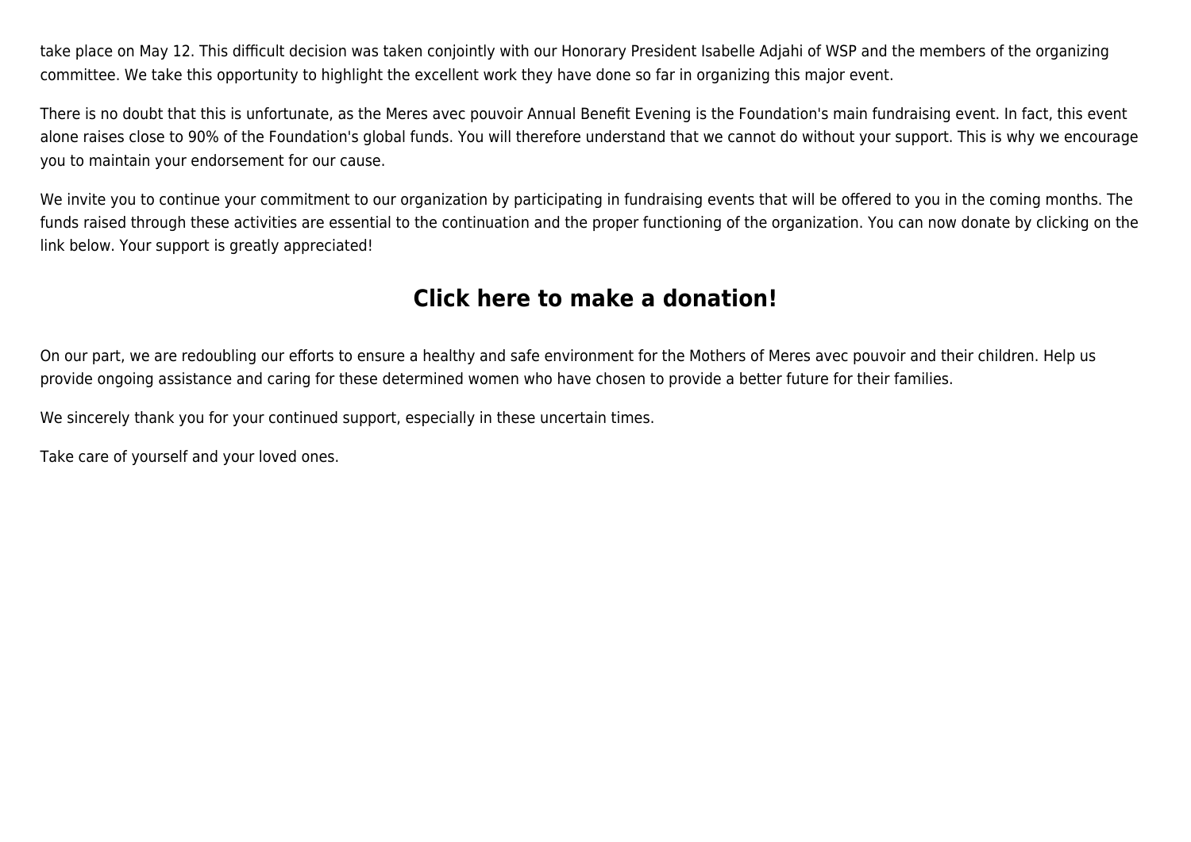take place on May 12. This difficult decision was taken conjointly with our Honorary President Isabelle Adjahi of WSP and the members of the organizing committee. We take this opportunity to highlight the excellent work they have done so far in organizing this major event.

There is no doubt that this is unfortunate, as the Meres avec pouvoir Annual Benefit Evening is the Foundation's main fundraising event. In fact, this event alone raises close to 90% of the Foundation's global funds. You will therefore understand that we cannot do without your support. This is why we encourage you to maintain your endorsement for our cause.

We invite you to continue your commitment to our organization by participating in fundraising events that will be offered to you in the coming months. The funds raised through these activities are essential to the continuation and the proper functioning of the organization. You can now donate by clicking on the link below. Your support is greatly appreciated!

## Click here to make a donation!

On our part, we are redoubling our efforts to ensure a healthy and safe environment for the Mothers of Meres avec pouvoir and their children. Help us provide ongoing assistance and caring for these determined women who have chosen to provide a better future for their families.

We sincerely thank you for your continued support, especially in these uncertain times.

Take care of yourself and your loved ones.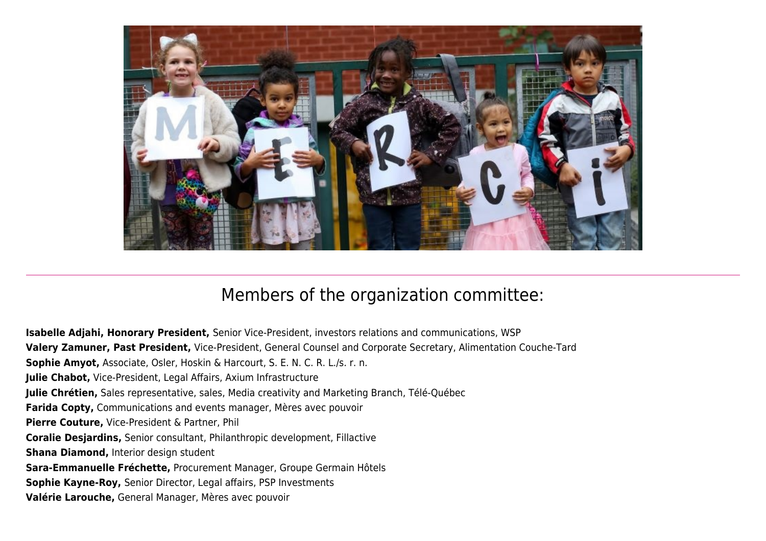## Members of the organization committee:

**Isabelle Adjahi, Honorary President,** Senior Vice-President, investors relations and communications, WSP
**Valery Zamuner, Past President,** Vice-President, General Counsel and Corporate Secretary, Alimentation Couche-Tard
**Sophie Amyot,** Associate, Osler, Hoskin & Harcourt, S. E. N. C. R. L./s. r. n.
**Julie Chabot,** Vice-President, Legal Affairs, Axium Infrastructure
**Julie Chrétien,** Sales representative, sales, Media creativity and Marketing Branch, Télé-Québec
**Farida Copty,** Communications and events manager, Mères avec pouvoir
**Pierre Couture,** Vice-President & Partner, Phil
**Coralie Desjardins,** Senior consultant, Philanthropic development, Fillactive
**Shana Diamond,** Interior design student
**Sara-Emmanuelle Fréchette,** Procurement Manager, Groupe Germain Hôtels
**Sophie Kayne-Roy,** Senior Director, Legal affairs, PSP Investments
**Valérie Larouche,** General Manager, Mères avec pouvoir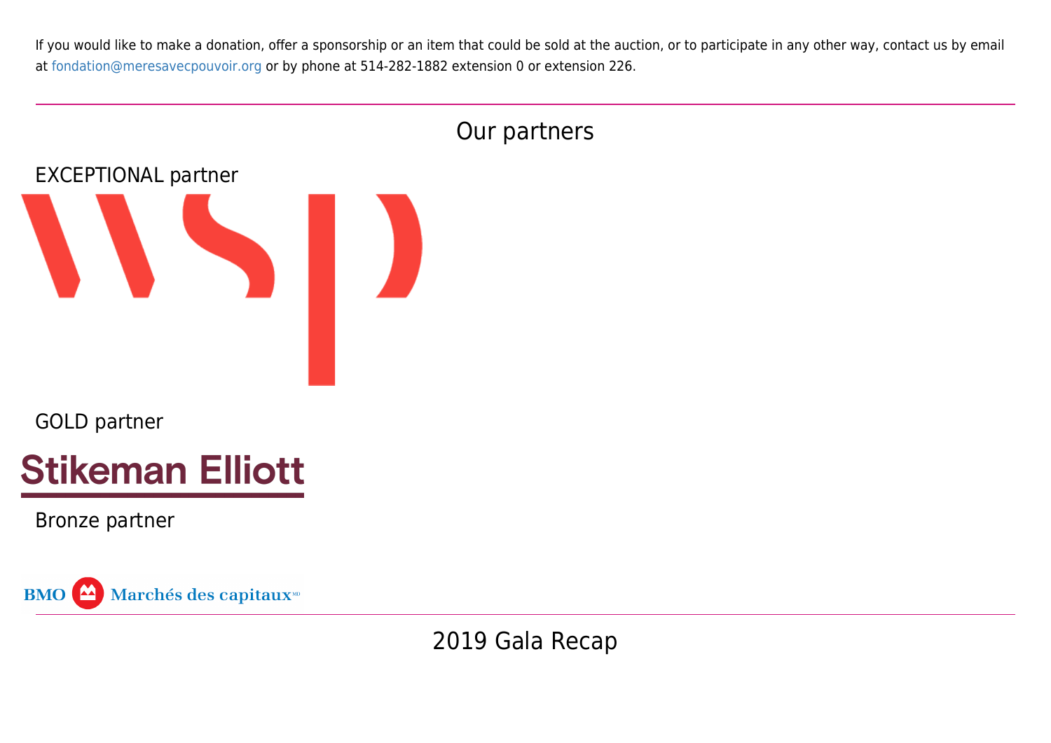If you would like to make a donation, offer a sponsorship or an item that could be sold at the auction, or to participate in any other way, contact us by email at fondation@meresavecpouvoir.org or by phone at 514-282-1882 extension 0 or extension 226.

---

## Our partners

EXCEPTIONAL partner

wsp

GOLD partner

Stikeman Elliott

Bronze partner

BMO Marchés des capitaux

---

## 2019 Gala Recap